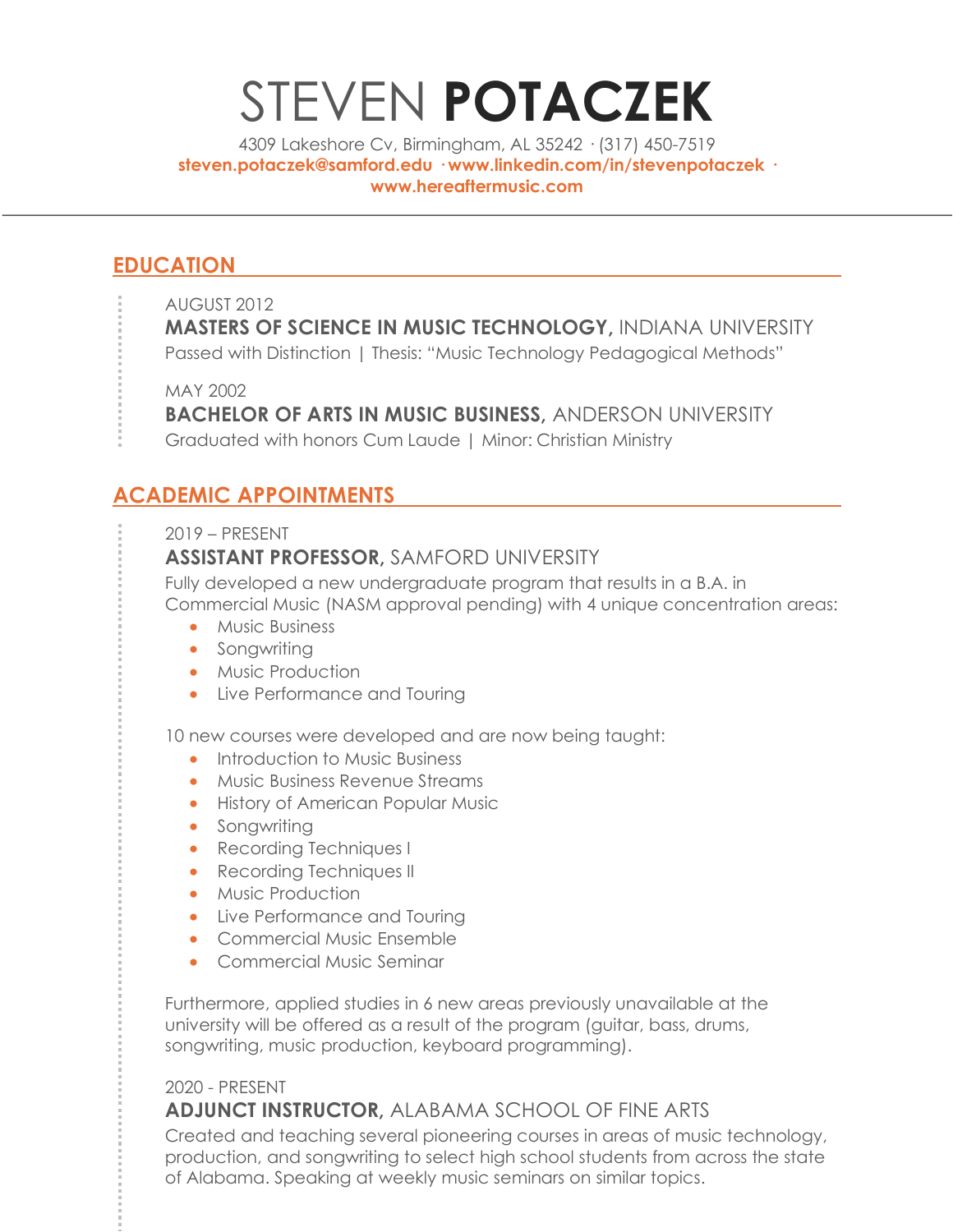# STEVEN **POTACZEK**

4309 Lakeshore Cv, Birmingham, AL 35242 · (317) 450-7519
**steven.potaczek@samford.edu · www.linkedin.com/in/stevenpotaczek · www.hereaftermusic.com**

## EDUCATION

AUGUST 2012
**MASTERS OF SCIENCE IN MUSIC TECHNOLOGY,** INDIANA UNIVERSITY
Passed with Distinction | Thesis: "Music Technology Pedagogical Methods"

MAY 2002
**BACHELOR OF ARTS IN MUSIC BUSINESS,** ANDERSON UNIVERSITY
Graduated with honors Cum Laude | Minor: Christian Ministry

## ACADEMIC APPOINTMENTS

2019 – PRESENT
**ASSISTANT PROFESSOR,** SAMFORD UNIVERSITY
Fully developed a new undergraduate program that results in a B.A. in Commercial Music (NASM approval pending) with 4 unique concentration areas:

- Music Business
- Songwriting
- Music Production
- Live Performance and Touring

10 new courses were developed and are now being taught:

- Introduction to Music Business
- Music Business Revenue Streams
- History of American Popular Music
- Songwriting
- Recording Techniques I
- Recording Techniques II
- Music Production
- Live Performance and Touring
- Commercial Music Ensemble
- Commercial Music Seminar

Furthermore, applied studies in 6 new areas previously unavailable at the university will be offered as a result of the program (guitar, bass, drums, songwriting, music production, keyboard programming).

2020 - PRESENT
**ADJUNCT INSTRUCTOR,** ALABAMA SCHOOL OF FINE ARTS
Created and teaching several pioneering courses in areas of music technology, production, and songwriting to select high school students from across the state of Alabama. Speaking at weekly music seminars on similar topics.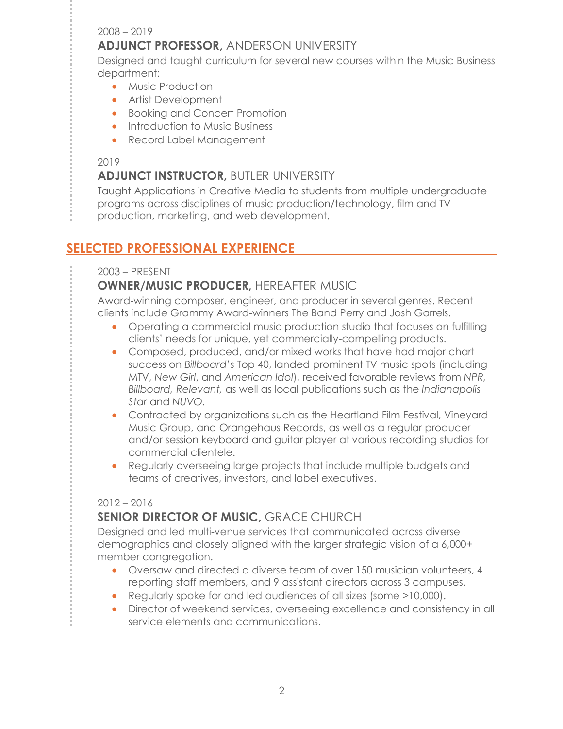2008 – 2019

**ADJUNCT PROFESSOR,** ANDERSON UNIVERSITY

Designed and taught curriculum for several new courses within the Music Business department:

- Music Production
- Artist Development
- Booking and Concert Promotion
- Introduction to Music Business
- Record Label Management

2019

**ADJUNCT INSTRUCTOR,** BUTLER UNIVERSITY

Taught Applications in Creative Media to students from multiple undergraduate programs across disciplines of music production/technology, film and TV production, marketing, and web development.

## SELECTED PROFESSIONAL EXPERIENCE

2003 – PRESENT

**OWNER/MUSIC PRODUCER,** HEREAFTER MUSIC

Award-winning composer, engineer, and producer in several genres. Recent clients include Grammy Award-winners The Band Perry and Josh Garrels.

- Operating a commercial music production studio that focuses on fulfilling clients' needs for unique, yet commercially-compelling products.
- Composed, produced, and/or mixed works that have had major chart success on *Billboard*'s Top 40, landed prominent TV music spots (including MTV, *New Girl*, and *American Idol*), received favorable reviews from *NPR, Billboard, Relevant,* as well as local publications such as the *Indianapolis Star* and *NUVO.*
- Contracted by organizations such as the Heartland Film Festival, Vineyard Music Group, and Orangehaus Records, as well as a regular producer and/or session keyboard and guitar player at various recording studios for commercial clientele.
- Regularly overseeing large projects that include multiple budgets and teams of creatives, investors, and label executives.

2012 – 2016

**SENIOR DIRECTOR OF MUSIC,** GRACE CHURCH

Designed and led multi-venue services that communicated across diverse demographics and closely aligned with the larger strategic vision of a 6,000+ member congregation.

- Oversaw and directed a diverse team of over 150 musician volunteers, 4 reporting staff members, and 9 assistant directors across 3 campuses.
- Regularly spoke for and led audiences of all sizes (some >10,000).
- Director of weekend services, overseeing excellence and consistency in all service elements and communications.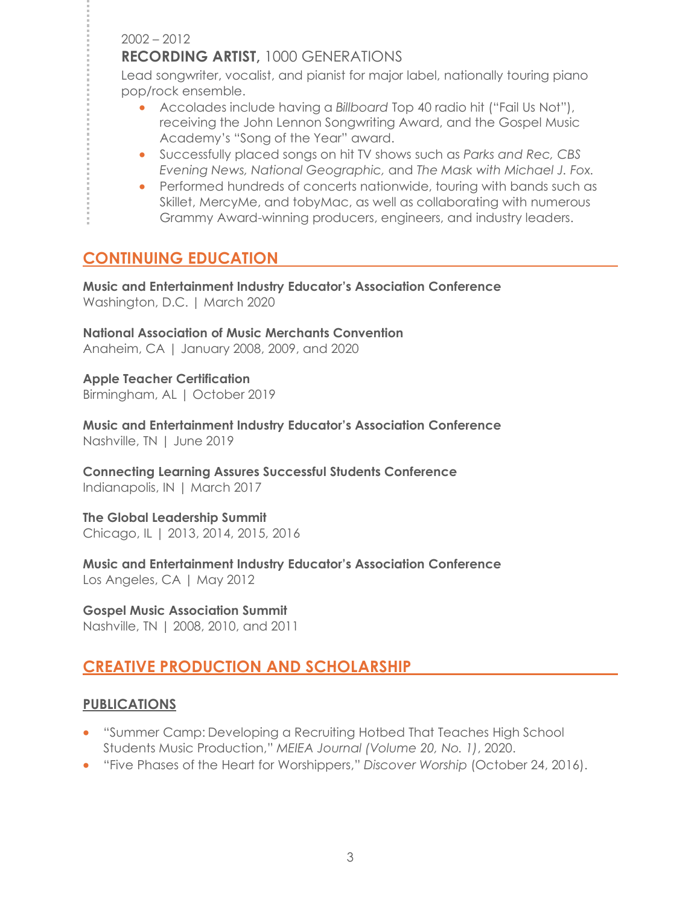2002 – 2012

**RECORDING ARTIST,** 1000 GENERATIONS

Lead songwriter, vocalist, and pianist for major label, nationally touring piano pop/rock ensemble.

- Accolades include having a *Billboard* Top 40 radio hit ("Fail Us Not"), receiving the John Lennon Songwriting Award, and the Gospel Music Academy's "Song of the Year" award.
- Successfully placed songs on hit TV shows such as *Parks and Rec, CBS Evening News, National Geographic,* and *The Mask with Michael J. Fox.*
- Performed hundreds of concerts nationwide, touring with bands such as Skillet, MercyMe, and tobyMac, as well as collaborating with numerous Grammy Award-winning producers, engineers, and industry leaders.

## CONTINUING EDUCATION

**Music and Entertainment Industry Educator's Association Conference**
Washington, D.C. | March 2020

**National Association of Music Merchants Convention**
Anaheim, CA | January 2008, 2009, and 2020

**Apple Teacher Certification**
Birmingham, AL | October 2019

**Music and Entertainment Industry Educator's Association Conference**
Nashville, TN | June 2019

**Connecting Learning Assures Successful Students Conference**
Indianapolis, IN | March 2017

**The Global Leadership Summit**
Chicago, IL | 2013, 2014, 2015, 2016

**Music and Entertainment Industry Educator's Association Conference**
Los Angeles, CA | May 2012

**Gospel Music Association Summit**
Nashville, TN | 2008, 2010, and 2011

## CREATIVE PRODUCTION AND SCHOLARSHIP

### PUBLICATIONS

- "Summer Camp: Developing a Recruiting Hotbed That Teaches High School Students Music Production," *MEIEA Journal (Volume 20, No. 1)*, 2020.
- "Five Phases of the Heart for Worshippers," *Discover Worship* (October 24, 2016).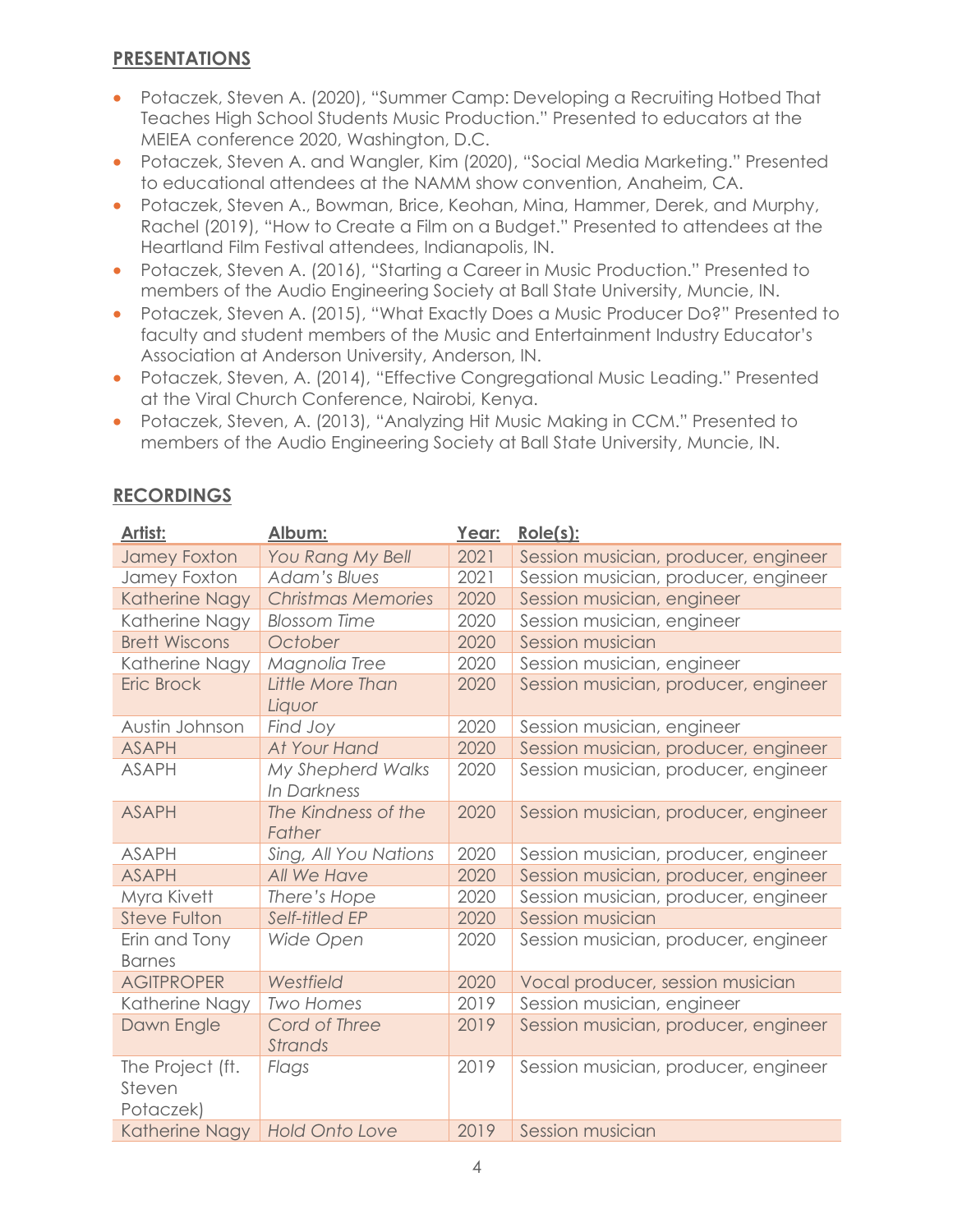## PRESENTATIONS

- Potaczek, Steven A. (2020), "Summer Camp: Developing a Recruiting Hotbed That Teaches High School Students Music Production." Presented to educators at the MEIEA conference 2020, Washington, D.C.
- Potaczek, Steven A. and Wangler, Kim (2020), "Social Media Marketing." Presented to educational attendees at the NAMM show convention, Anaheim, CA.
- Potaczek, Steven A., Bowman, Brice, Keohan, Mina, Hammer, Derek, and Murphy, Rachel (2019), "How to Create a Film on a Budget." Presented to attendees at the Heartland Film Festival attendees, Indianapolis, IN.
- Potaczek, Steven A. (2016), "Starting a Career in Music Production." Presented to members of the Audio Engineering Society at Ball State University, Muncie, IN.
- Potaczek, Steven A. (2015), "What Exactly Does a Music Producer Do?" Presented to faculty and student members of the Music and Entertainment Industry Educator's Association at Anderson University, Anderson, IN.
- Potaczek, Steven, A. (2014), "Effective Congregational Music Leading." Presented at the Viral Church Conference, Nairobi, Kenya.
- Potaczek, Steven, A. (2013), "Analyzing Hit Music Making in CCM." Presented to members of the Audio Engineering Society at Ball State University, Muncie, IN.

## RECORDINGS

| Artist: | Album: | Year: | Role(s): |
|---|---|---|---|
| Jamey Foxton | *You Rang My Bell* | 2021 | Session musician, producer, engineer |
| Jamey Foxton | *Adam's Blues* | 2021 | Session musician, producer, engineer |
| Katherine Nagy | *Christmas Memories* | 2020 | Session musician, engineer |
| Katherine Nagy | *Blossom Time* | 2020 | Session musician, engineer |
| Brett Wiscons | *October* | 2020 | Session musician |
| Katherine Nagy | *Magnolia Tree* | 2020 | Session musician, engineer |
| Eric Brock | *Little More Than Liquor* | 2020 | Session musician, producer, engineer |
| Austin Johnson | *Find Joy* | 2020 | Session musician, engineer |
| ASAPH | *At Your Hand* | 2020 | Session musician, producer, engineer |
| ASAPH | *My Shepherd Walks In Darkness* | 2020 | Session musician, producer, engineer |
| ASAPH | *The Kindness of the Father* | 2020 | Session musician, producer, engineer |
| ASAPH | *Sing, All You Nations* | 2020 | Session musician, producer, engineer |
| ASAPH | *All We Have* | 2020 | Session musician, producer, engineer |
| Myra Kivett | *There's Hope* | 2020 | Session musician, producer, engineer |
| Steve Fulton | *Self-titled EP* | 2020 | Session musician |
| Erin and Tony Barnes | *Wide Open* | 2020 | Session musician, producer, engineer |
| AGITPROPER | *Westfield* | 2020 | Vocal producer, session musician |
| Katherine Nagy | *Two Homes* | 2019 | Session musician, engineer |
| Dawn Engle | *Cord of Three Strands* | 2019 | Session musician, producer, engineer |
| The Project (ft. Steven Potaczek) | *Flags* | 2019 | Session musician, producer, engineer |
| Katherine Nagy | *Hold Onto Love* | 2019 | Session musician |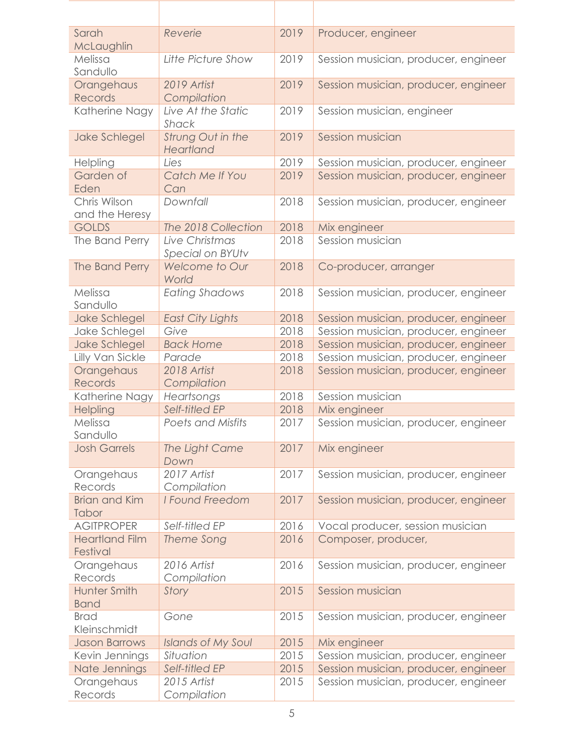| | | | |
|---|---|---|---|
| Sarah McLaughlin | *Reverie* | 2019 | Producer, engineer |
| Melissa Sandullo | *Litte Picture Show* | 2019 | Session musician, producer, engineer |
| Orangehaus Records | *2019 Artist Compilation* | 2019 | Session musician, producer, engineer |
| Katherine Nagy | *Live At the Static Shack* | 2019 | Session musician, engineer |
| Jake Schlegel | *Strung Out in the Heartland* | 2019 | Session musician |
| Helpling | *Lies* | 2019 | Session musician, producer, engineer |
| Garden of Eden | *Catch Me If You Can* | 2019 | Session musician, producer, engineer |
| Chris Wilson and the Heresy | *Downfall* | 2018 | Session musician, producer, engineer |
| GOLDS | *The 2018 Collection* | 2018 | Mix engineer |
| The Band Perry | *Live Christmas Special on BYUtv* | 2018 | Session musician |
| The Band Perry | *Welcome to Our World* | 2018 | Co-producer, arranger |
| Melissa Sandullo | *Eating Shadows* | 2018 | Session musician, producer, engineer |
| Jake Schlegel | *East City Lights* | 2018 | Session musician, producer, engineer |
| Jake Schlegel | *Give* | 2018 | Session musician, producer, engineer |
| Jake Schlegel | *Back Home* | 2018 | Session musician, producer, engineer |
| Lilly Van Sickle | *Parade* | 2018 | Session musician, producer, engineer |
| Orangehaus Records | *2018 Artist Compilation* | 2018 | Session musician, producer, engineer |
| Katherine Nagy | *Heartsongs* | 2018 | Session musician |
| Helpling | *Self-titled EP* | 2018 | Mix engineer |
| Melissa Sandullo | *Poets and Misfits* | 2017 | Session musician, producer, engineer |
| Josh Garrels | *The Light Came Down* | 2017 | Mix engineer |
| Orangehaus Records | *2017 Artist Compilation* | 2017 | Session musician, producer, engineer |
| Brian and Kim Tabor | *I Found Freedom* | 2017 | Session musician, producer, engineer |
| AGITPROPER | *Self-titled EP* | 2016 | Vocal producer, session musician |
| Heartland Film Festival | *Theme Song* | 2016 | Composer, producer, |
| Orangehaus Records | *2016 Artist Compilation* | 2016 | Session musician, producer, engineer |
| Hunter Smith Band | *Story* | 2015 | Session musician |
| Brad Kleinschmidt | *Gone* | 2015 | Session musician, producer, engineer |
| Jason Barrows | *Islands of My Soul* | 2015 | Mix engineer |
| Kevin Jennings | *Situation* | 2015 | Session musician, producer, engineer |
| Nate Jennings | *Self-titled EP* | 2015 | Session musician, producer, engineer |
| Orangehaus Records | *2015 Artist Compilation* | 2015 | Session musician, producer, engineer |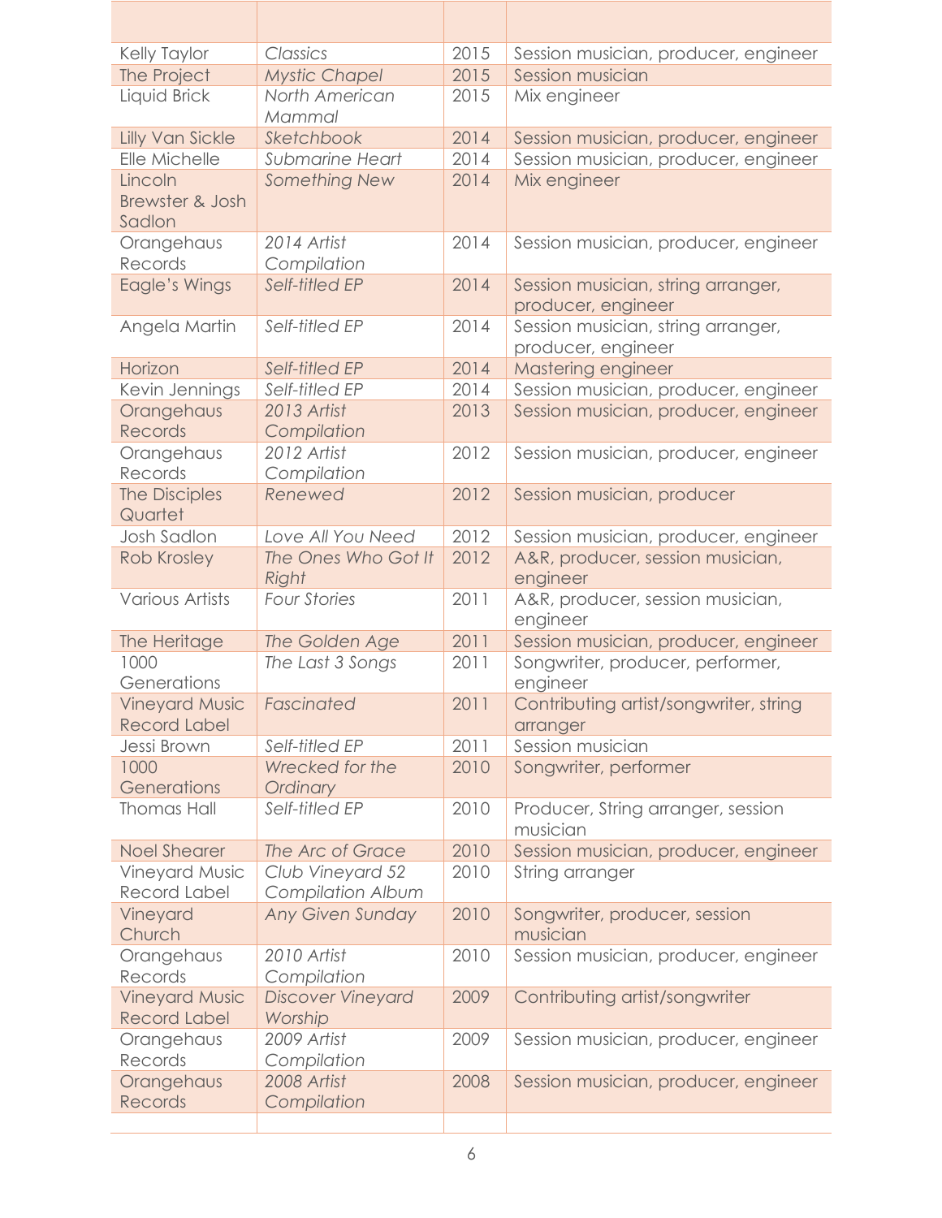| | | | |
|---|---|---|---|
| Kelly Taylor | *Classics* | 2015 | Session musician, producer, engineer |
| The Project | *Mystic Chapel* | 2015 | Session musician |
| Liquid Brick | *North American Mammal* | 2015 | Mix engineer |
| Lilly Van Sickle | *Sketchbook* | 2014 | Session musician, producer, engineer |
| Elle Michelle | *Submarine Heart* | 2014 | Session musician, producer, engineer |
| Lincoln Brewster & Josh Sadlon | *Something New* | 2014 | Mix engineer |
| Orangehaus Records | *2014 Artist Compilation* | 2014 | Session musician, producer, engineer |
| Eagle's Wings | *Self-titled EP* | 2014 | Session musician, string arranger, producer, engineer |
| Angela Martin | *Self-titled EP* | 2014 | Session musician, string arranger, producer, engineer |
| Horizon | *Self-titled EP* | 2014 | Mastering engineer |
| Kevin Jennings | *Self-titled EP* | 2014 | Session musician, producer, engineer |
| Orangehaus Records | *2013 Artist Compilation* | 2013 | Session musician, producer, engineer |
| Orangehaus Records | *2012 Artist Compilation* | 2012 | Session musician, producer, engineer |
| The Disciples Quartet | *Renewed* | 2012 | Session musician, producer |
| Josh Sadlon | *Love All You Need* | 2012 | Session musician, producer, engineer |
| Rob Krosley | *The Ones Who Got It Right* | 2012 | A&R, producer, session musician, engineer |
| Various Artists | *Four Stories* | 2011 | A&R, producer, session musician, engineer |
| The Heritage | *The Golden Age* | 2011 | Session musician, producer, engineer |
| 1000 Generations | *The Last 3 Songs* | 2011 | Songwriter, producer, performer, engineer |
| Vineyard Music Record Label | *Fascinated* | 2011 | Contributing artist/songwriter, string arranger |
| Jessi Brown | *Self-titled EP* | 2011 | Session musician |
| 1000 Generations | *Wrecked for the Ordinary* | 2010 | Songwriter, performer |
| Thomas Hall | *Self-titled EP* | 2010 | Producer, String arranger, session musician |
| Noel Shearer | *The Arc of Grace* | 2010 | Session musician, producer, engineer |
| Vineyard Music Record Label | *Club Vineyard 52 Compilation Album* | 2010 | String arranger |
| Vineyard Church | *Any Given Sunday* | 2010 | Songwriter, producer, session musician |
| Orangehaus Records | *2010 Artist Compilation* | 2010 | Session musician, producer, engineer |
| Vineyard Music Record Label | *Discover Vineyard Worship* | 2009 | Contributing artist/songwriter |
| Orangehaus Records | *2009 Artist Compilation* | 2009 | Session musician, producer, engineer |
| Orangehaus Records | *2008 Artist Compilation* | 2008 | Session musician, producer, engineer |
| | | | |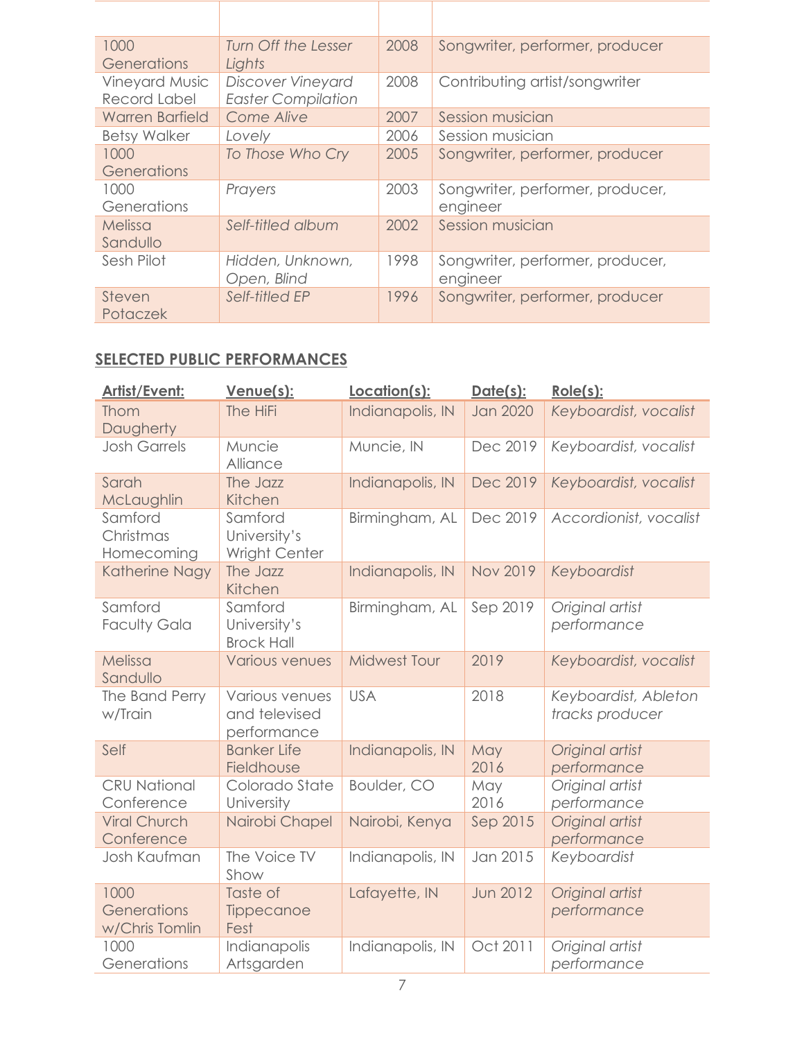| | | | |
|---|---|---|---|
| 1000 Generations | *Turn Off the Lesser Lights* | 2008 | Songwriter, performer, producer |
| Vineyard Music Record Label | *Discover Vineyard Easter Compilation* | 2008 | Contributing artist/songwriter |
| Warren Barfield | *Come Alive* | 2007 | Session musician |
| Betsy Walker | *Lovely* | 2006 | Session musician |
| 1000 Generations | *To Those Who Cry* | 2005 | Songwriter, performer, producer |
| 1000 Generations | *Prayers* | 2003 | Songwriter, performer, producer, engineer |
| Melissa Sandullo | *Self-titled album* | 2002 | Session musician |
| Sesh Pilot | *Hidden, Unknown, Open, Blind* | 1998 | Songwriter, performer, producer, engineer |
| Steven Potaczek | *Self-titled EP* | 1996 | Songwriter, performer, producer |

## SELECTED PUBLIC PERFORMANCES

| Artist/Event: | Venue(s): | Location(s): | Date(s): | Role(s): |
|---|---|---|---|---|
| Thom Daugherty | The HiFi | Indianapolis, IN | Jan 2020 | *Keyboardist, vocalist* |
| Josh Garrels | Muncie Alliance | Muncie, IN | Dec 2019 | *Keyboardist, vocalist* |
| Sarah McLaughlin | The Jazz Kitchen | Indianapolis, IN | Dec 2019 | *Keyboardist, vocalist* |
| Samford Christmas Homecoming | Samford University's Wright Center | Birmingham, AL | Dec 2019 | *Accordionist, vocalist* |
| Katherine Nagy | The Jazz Kitchen | Indianapolis, IN | Nov 2019 | *Keyboardist* |
| Samford Faculty Gala | Samford University's Brock Hall | Birmingham, AL | Sep 2019 | *Original artist performance* |
| Melissa Sandullo | Various venues | Midwest Tour | 2019 | *Keyboardist, vocalist* |
| The Band Perry w/Train | Various venues and televised performance | USA | 2018 | *Keyboardist, Ableton tracks producer* |
| Self | Banker Life Fieldhouse | Indianapolis, IN | May 2016 | *Original artist performance* |
| CRU National Conference | Colorado State University | Boulder, CO | May 2016 | *Original artist performance* |
| Viral Church Conference | Nairobi Chapel | Nairobi, Kenya | Sep 2015 | *Original artist performance* |
| Josh Kaufman | The Voice TV Show | Indianapolis, IN | Jan 2015 | *Keyboardist* |
| 1000 Generations w/Chris Tomlin | Taste of Tippecanoe Fest | Lafayette, IN | Jun 2012 | *Original artist performance* |
| 1000 Generations | Indianapolis Artsgarden | Indianapolis, IN | Oct 2011 | *Original artist performance* |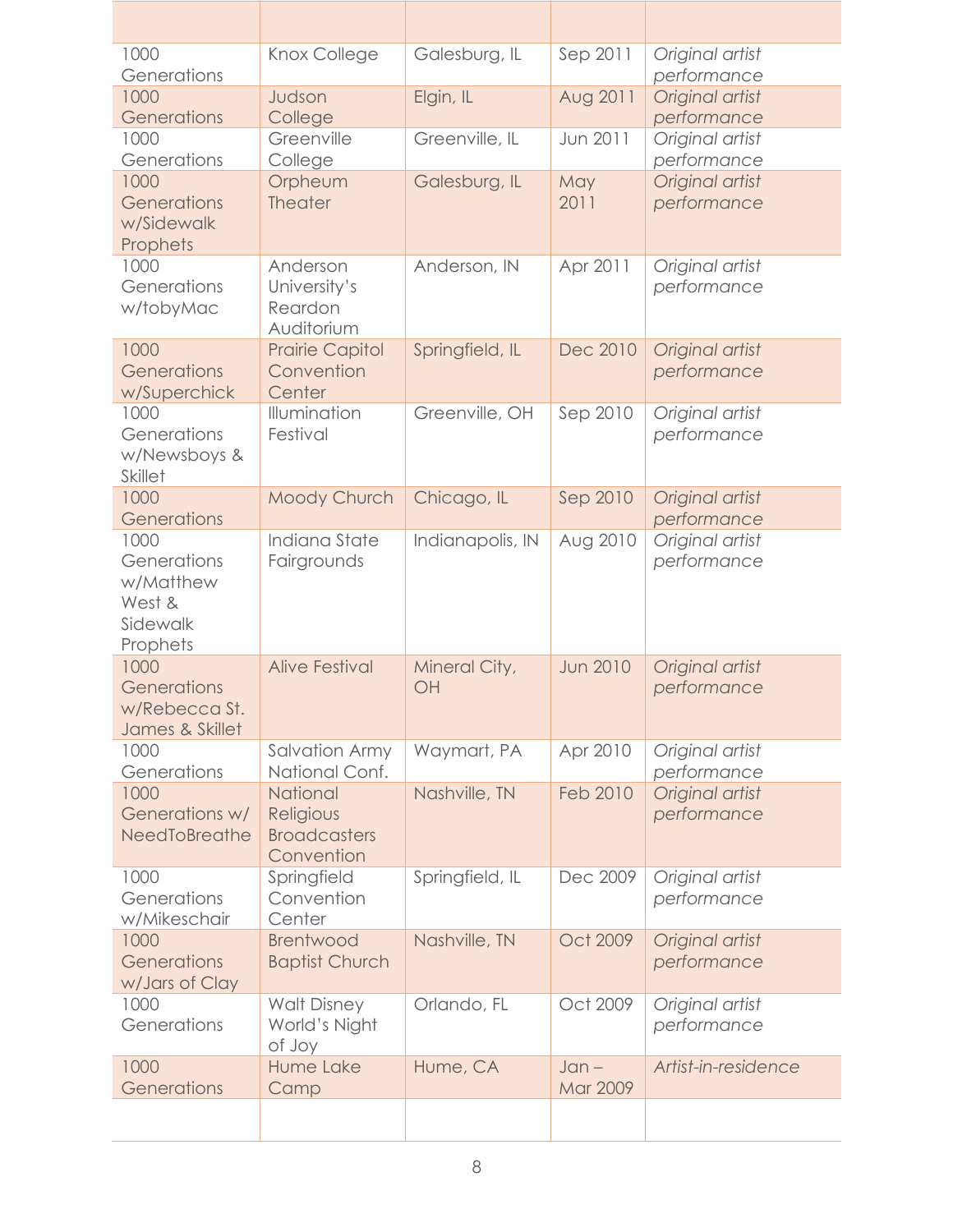| | | | | |
|---|---|---|---|---|
| 1000 Generations | Knox College | Galesburg, IL | Sep 2011 | *Original artist performance* |
| 1000 Generations | Judson College | Elgin, IL | Aug 2011 | *Original artist performance* |
| 1000 Generations | Greenville College | Greenville, IL | Jun 2011 | *Original artist performance* |
| 1000 Generations w/Sidewalk Prophets | Orpheum Theater | Galesburg, IL | May 2011 | *Original artist performance* |
| 1000 Generations w/tobyMac | Anderson University's Reardon Auditorium | Anderson, IN | Apr 2011 | *Original artist performance* |
| 1000 Generations w/Superchick | Prairie Capitol Convention Center | Springfield, IL | Dec 2010 | *Original artist performance* |
| 1000 Generations w/Newsboys & Skillet | Illumination Festival | Greenville, OH | Sep 2010 | *Original artist performance* |
| 1000 Generations | Moody Church | Chicago, IL | Sep 2010 | *Original artist performance* |
| 1000 Generations w/Matthew West & Sidewalk Prophets | Indiana State Fairgrounds | Indianapolis, IN | Aug 2010 | *Original artist performance* |
| 1000 Generations w/Rebecca St. James & Skillet | Alive Festival | Mineral City, OH | Jun 2010 | *Original artist performance* |
| 1000 Generations | Salvation Army National Conf. | Waymart, PA | Apr 2010 | *Original artist performance* |
| 1000 Generations w/ NeedToBreathe | National Religious Broadcasters Convention | Nashville, TN | Feb 2010 | *Original artist performance* |
| 1000 Generations w/Mikeschair | Springfield Convention Center | Springfield, IL | Dec 2009 | *Original artist performance* |
| 1000 Generations w/Jars of Clay | Brentwood Baptist Church | Nashville, TN | Oct 2009 | *Original artist performance* |
| 1000 Generations | Walt Disney World's Night of Joy | Orlando, FL | Oct 2009 | *Original artist performance* |
| 1000 Generations | Hume Lake Camp | Hume, CA | Jan – Mar 2009 | *Artist-in-residence* |
| | | | | |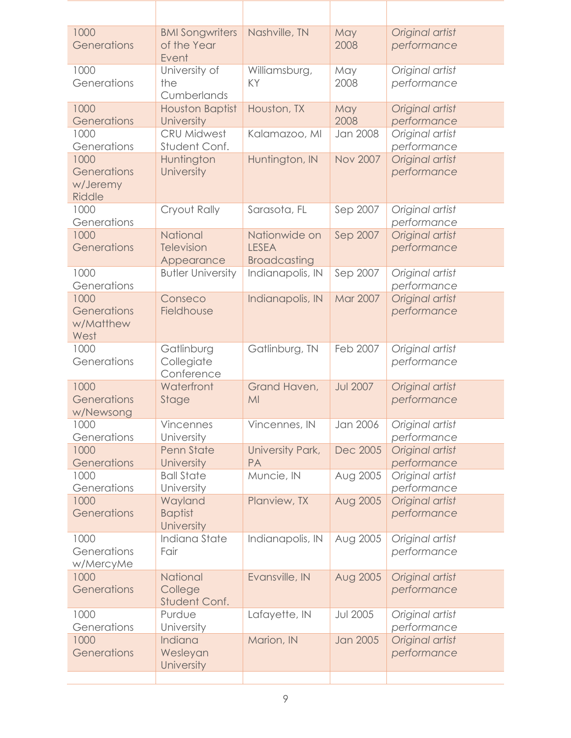| | | | | |
|---|---|---|---|---|
| 1000 Generations | BMI Songwriters of the Year Event | Nashville, TN | May 2008 | *Original artist performance* |
| 1000 Generations | University of the Cumberlands | Williamsburg, KY | May 2008 | *Original artist performance* |
| 1000 Generations | Houston Baptist University | Houston, TX | May 2008 | *Original artist performance* |
| 1000 Generations | CRU Midwest Student Conf. | Kalamazoo, MI | Jan 2008 | *Original artist performance* |
| 1000 Generations w/Jeremy Riddle | Huntington University | Huntington, IN | Nov 2007 | *Original artist performance* |
| 1000 Generations | Cryout Rally | Sarasota, FL | Sep 2007 | *Original artist performance* |
| 1000 Generations | National Television Appearance | Nationwide on LESEA Broadcasting | Sep 2007 | *Original artist performance* |
| 1000 Generations | Butler University | Indianapolis, IN | Sep 2007 | *Original artist performance* |
| 1000 Generations w/Matthew West | Conseco Fieldhouse | Indianapolis, IN | Mar 2007 | *Original artist performance* |
| 1000 Generations | Gatlinburg Collegiate Conference | Gatlinburg, TN | Feb 2007 | *Original artist performance* |
| 1000 Generations w/Newsong | Waterfront Stage | Grand Haven, MI | Jul 2007 | *Original artist performance* |
| 1000 Generations | Vincennes University | Vincennes, IN | Jan 2006 | *Original artist performance* |
| 1000 Generations | Penn State University | University Park, PA | Dec 2005 | *Original artist performance* |
| 1000 Generations | Ball State University | Muncie, IN | Aug 2005 | *Original artist performance* |
| 1000 Generations | Wayland Baptist University | Planview, TX | Aug 2005 | *Original artist performance* |
| 1000 Generations w/MercyMe | Indiana State Fair | Indianapolis, IN | Aug 2005 | *Original artist performance* |
| 1000 Generations | National College Student Conf. | Evansville, IN | Aug 2005 | *Original artist performance* |
| 1000 Generations | Purdue University | Lafayette, IN | Jul 2005 | *Original artist performance* |
| 1000 Generations | Indiana Wesleyan University | Marion, IN | Jan 2005 | *Original artist performance* |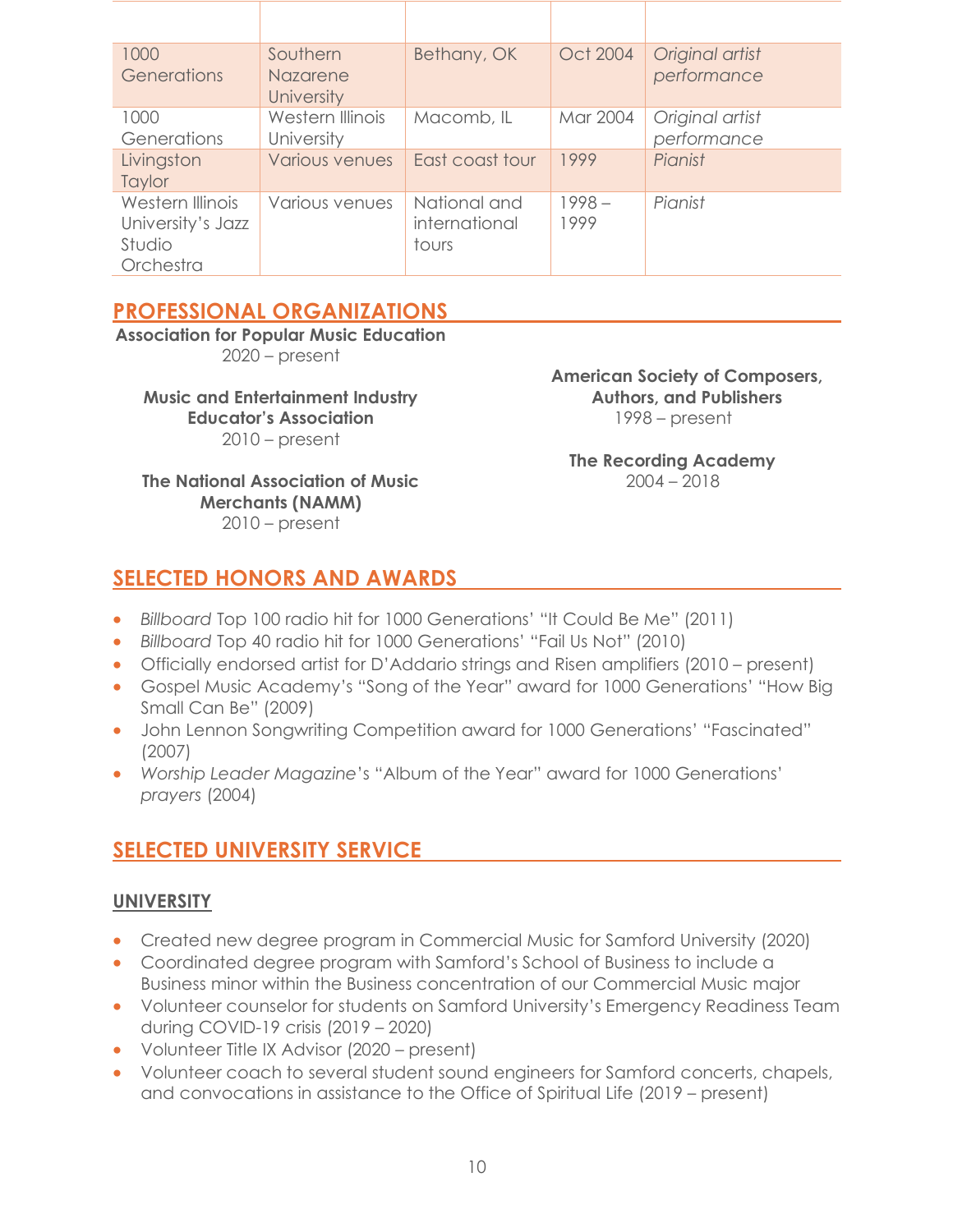| | | | | |
|---|---|---|---|---|
| 1000 Generations | Southern Nazarene University | Bethany, OK | Oct 2004 | *Original artist performance* |
| 1000 Generations | Western Illinois University | Macomb, IL | Mar 2004 | *Original artist performance* |
| Livingston Taylor | Various venues | East coast tour | 1999 | *Pianist* |
| Western Illinois University's Jazz Studio Orchestra | Various venues | National and international tours | 1998 – 1999 | *Pianist* |

## PROFESSIONAL ORGANIZATIONS

**Association for Popular Music Education**
2020 – present

**Music and Entertainment Industry Educator's Association**
2010 – present

**The National Association of Music Merchants (NAMM)**
2010 – present

**American Society of Composers, Authors, and Publishers**
1998 – present

**The Recording Academy**
2004 – 2018

## SELECTED HONORS AND AWARDS

- *Billboard* Top 100 radio hit for 1000 Generations' "It Could Be Me" (2011)
- *Billboard* Top 40 radio hit for 1000 Generations' "Fail Us Not" (2010)
- Officially endorsed artist for D'Addario strings and Risen amplifiers (2010 – present)
- Gospel Music Academy's "Song of the Year" award for 1000 Generations' "How Big Small Can Be" (2009)
- John Lennon Songwriting Competition award for 1000 Generations' "Fascinated" (2007)
- *Worship Leader Magazine*'s "Album of the Year" award for 1000 Generations' *prayers* (2004)

## SELECTED UNIVERSITY SERVICE

### UNIVERSITY

- Created new degree program in Commercial Music for Samford University (2020)
- Coordinated degree program with Samford's School of Business to include a Business minor within the Business concentration of our Commercial Music major
- Volunteer counselor for students on Samford University's Emergency Readiness Team during COVID-19 crisis (2019 – 2020)
- Volunteer Title IX Advisor (2020 – present)
- Volunteer coach to several student sound engineers for Samford concerts, chapels, and convocations in assistance to the Office of Spiritual Life (2019 – present)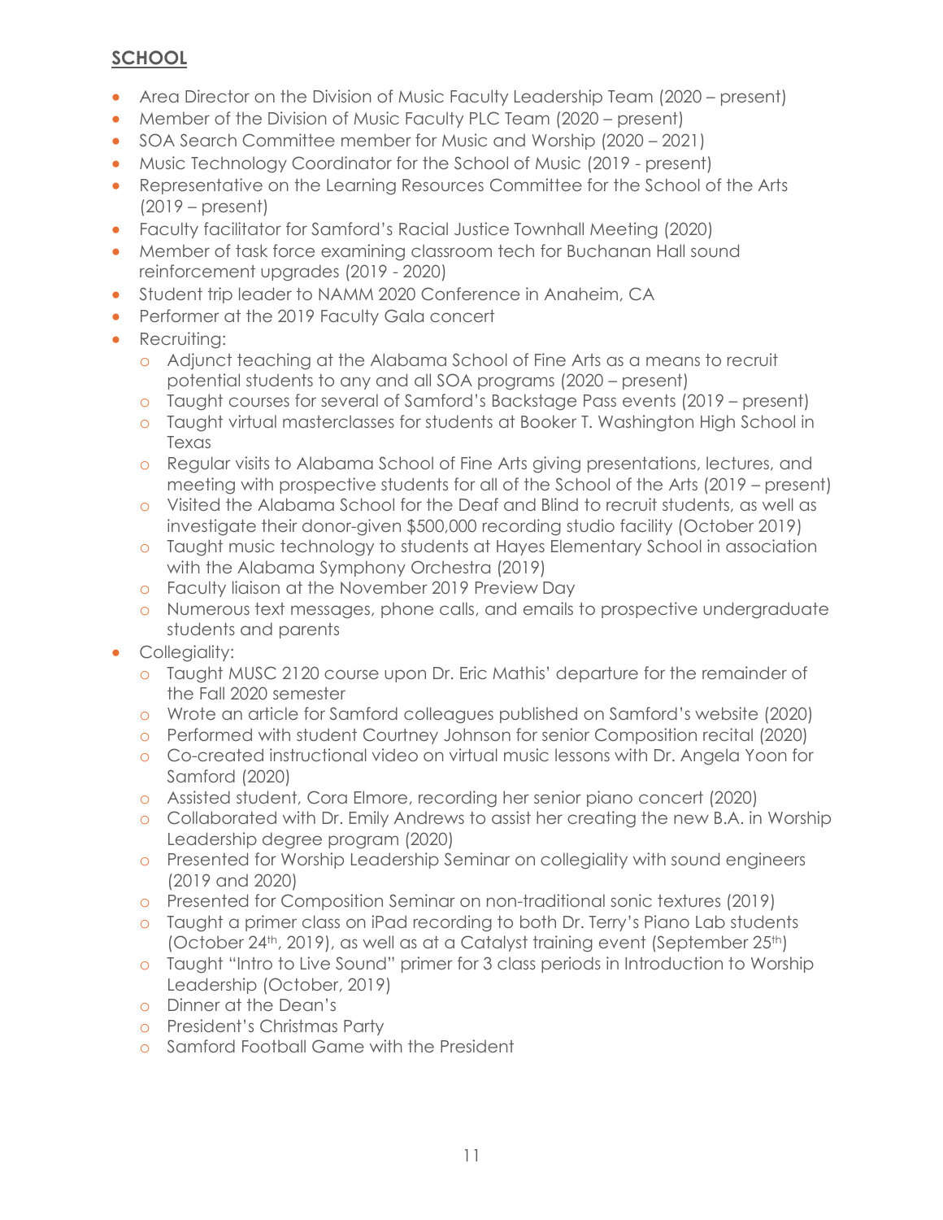## SCHOOL

- Area Director on the Division of Music Faculty Leadership Team (2020 – present)
- Member of the Division of Music Faculty PLC Team (2020 – present)
- SOA Search Committee member for Music and Worship (2020 – 2021)
- Music Technology Coordinator for the School of Music (2019 - present)
- Representative on the Learning Resources Committee for the School of the Arts (2019 – present)
- Faculty facilitator for Samford's Racial Justice Townhall Meeting (2020)
- Member of task force examining classroom tech for Buchanan Hall sound reinforcement upgrades (2019 - 2020)
- Student trip leader to NAMM 2020 Conference in Anaheim, CA
- Performer at the 2019 Faculty Gala concert
- Recruiting:
  - Adjunct teaching at the Alabama School of Fine Arts as a means to recruit potential students to any and all SOA programs (2020 – present)
  - Taught courses for several of Samford's Backstage Pass events (2019 – present)
  - Taught virtual masterclasses for students at Booker T. Washington High School in Texas
  - Regular visits to Alabama School of Fine Arts giving presentations, lectures, and meeting with prospective students for all of the School of the Arts (2019 – present)
  - Visited the Alabama School for the Deaf and Blind to recruit students, as well as investigate their donor-given $500,000 recording studio facility (October 2019)
  - Taught music technology to students at Hayes Elementary School in association with the Alabama Symphony Orchestra (2019)
  - Faculty liaison at the November 2019 Preview Day
  - Numerous text messages, phone calls, and emails to prospective undergraduate students and parents
- Collegiality:
  - Taught MUSC 2120 course upon Dr. Eric Mathis' departure for the remainder of the Fall 2020 semester
  - Wrote an article for Samford colleagues published on Samford's website (2020)
  - Performed with student Courtney Johnson for senior Composition recital (2020)
  - Co-created instructional video on virtual music lessons with Dr. Angela Yoon for Samford (2020)
  - Assisted student, Cora Elmore, recording her senior piano concert (2020)
  - Collaborated with Dr. Emily Andrews to assist her creating the new B.A. in Worship Leadership degree program (2020)
  - Presented for Worship Leadership Seminar on collegiality with sound engineers (2019 and 2020)
  - Presented for Composition Seminar on non-traditional sonic textures (2019)
  - Taught a primer class on iPad recording to both Dr. Terry's Piano Lab students (October 24th, 2019), as well as at a Catalyst training event (September 25th)
  - Taught "Intro to Live Sound" primer for 3 class periods in Introduction to Worship Leadership (October, 2019)
  - Dinner at the Dean's
  - President's Christmas Party
  - Samford Football Game with the President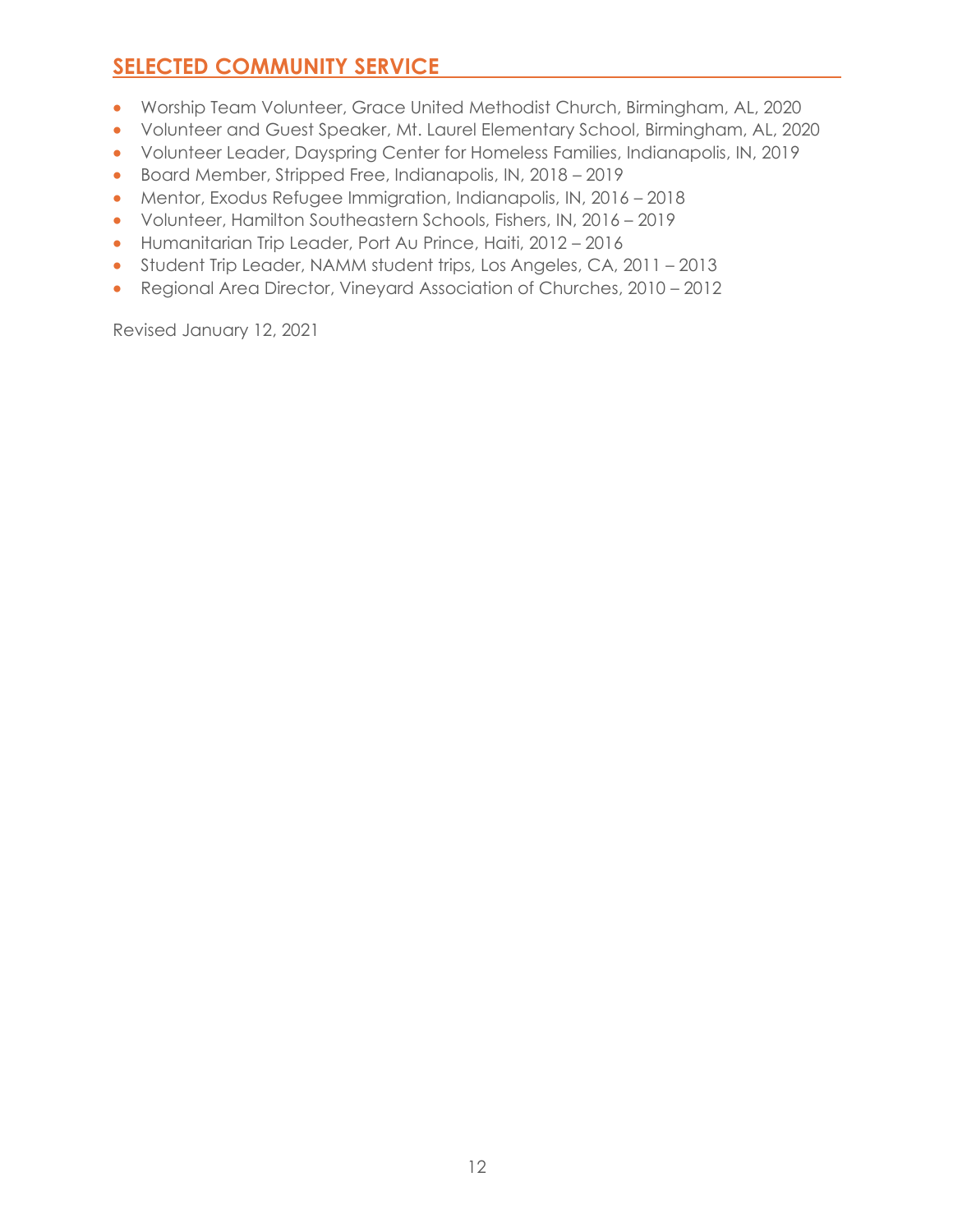## SELECTED COMMUNITY SERVICE

- Worship Team Volunteer, Grace United Methodist Church, Birmingham, AL, 2020
- Volunteer and Guest Speaker, Mt. Laurel Elementary School, Birmingham, AL, 2020
- Volunteer Leader, Dayspring Center for Homeless Families, Indianapolis, IN, 2019
- Board Member, Stripped Free, Indianapolis, IN, 2018 – 2019
- Mentor, Exodus Refugee Immigration, Indianapolis, IN, 2016 – 2018
- Volunteer, Hamilton Southeastern Schools, Fishers, IN, 2016 – 2019
- Humanitarian Trip Leader, Port Au Prince, Haiti, 2012 – 2016
- Student Trip Leader, NAMM student trips, Los Angeles, CA, 2011 – 2013
- Regional Area Director, Vineyard Association of Churches, 2010 – 2012

Revised January 12, 2021